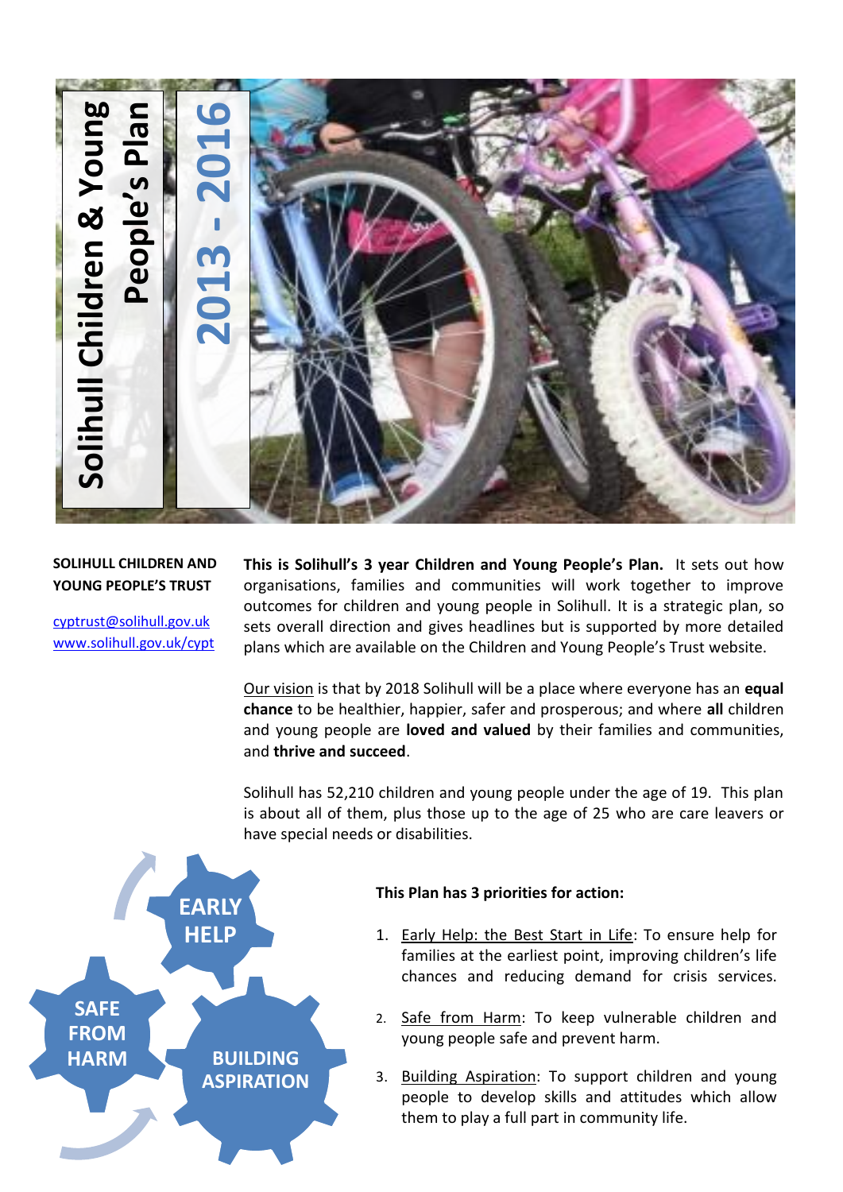# Solihull Children & Young People's Plan

# 2013 - 2016

**SOLIHULL CHILDREN AND YOUNG PEOPLE'S TRUST**

cyptrust@solihull.gov.uk
www.solihull.gov.uk/cypt

**This is Solihull's 3 year Children and Young People's Plan.** It sets out how organisations, families and communities will work together to improve outcomes for children and young people in Solihull. It is a strategic plan, so sets overall direction and gives headlines but is supported by more detailed plans which are available on the Children and Young People's Trust website.

Our vision is that by 2018 Solihull will be a place where everyone has an **equal chance** to be healthier, happier, safer and prosperous; and where **all** children and young people are **loved and valued** by their families and communities, and **thrive and succeed**.

Solihull has 52,210 children and young people under the age of 19. This plan is about all of them, plus those up to the age of 25 who are care leavers or have special needs or disabilities.

EARLY HELP

SAFE FROM HARM

BUILDING ASPIRATION

**This Plan has 3 priorities for action:**

1. Early Help: the Best Start in Life: To ensure help for families at the earliest point, improving children's life chances and reducing demand for crisis services.
2. Safe from Harm: To keep vulnerable children and young people safe and prevent harm.
3. Building Aspiration: To support children and young people to develop skills and attitudes which allow them to play a full part in community life.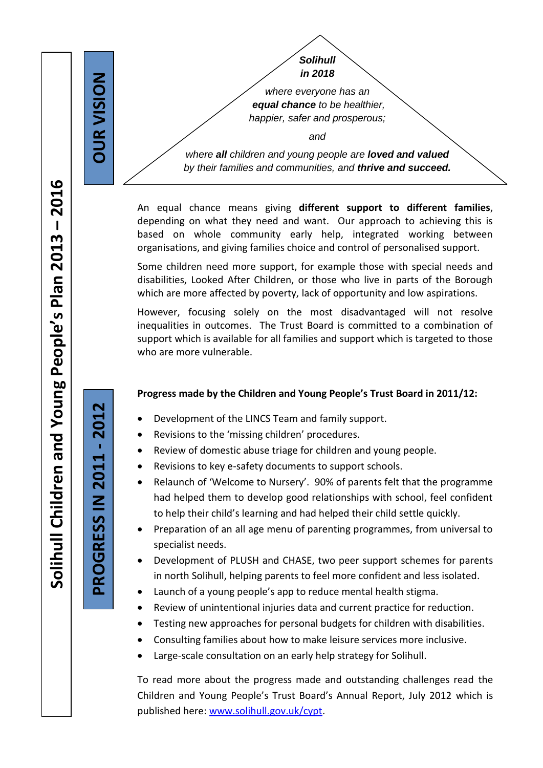# Solihull Children and Young People's Plan 2013 – 2016

## OUR VISION

***Solihull in 2018***

*where everyone has an* ***equal chance*** *to be healthier, happier, safer and prosperous;*

*and*

*where* ***all*** *children and young people are* ***loved and valued*** *by their families and communities, and* ***thrive and succeed.***

An equal chance means giving **different support to different families**, depending on what they need and want. Our approach to achieving this is based on whole community early help, integrated working between organisations, and giving families choice and control of personalised support.

Some children need more support, for example those with special needs and disabilities, Looked After Children, or those who live in parts of the Borough which are more affected by poverty, lack of opportunity and low aspirations.

However, focusing solely on the most disadvantaged will not resolve inequalities in outcomes. The Trust Board is committed to a combination of support which is available for all families and support which is targeted to those who are more vulnerable.

## PROGRESS IN 2011 - 2012

**Progress made by the Children and Young People's Trust Board in 2011/12:**

- Development of the LINCS Team and family support.
- Revisions to the 'missing children' procedures.
- Review of domestic abuse triage for children and young people.
- Revisions to key e-safety documents to support schools.
- Relaunch of 'Welcome to Nursery'. 90% of parents felt that the programme had helped them to develop good relationships with school, feel confident to help their child's learning and had helped their child settle quickly.
- Preparation of an all age menu of parenting programmes, from universal to specialist needs.
- Development of PLUSH and CHASE, two peer support schemes for parents in north Solihull, helping parents to feel more confident and less isolated.
- Launch of a young people's app to reduce mental health stigma.
- Review of unintentional injuries data and current practice for reduction.
- Testing new approaches for personal budgets for children with disabilities.
- Consulting families about how to make leisure services more inclusive.
- Large-scale consultation on an early help strategy for Solihull.

To read more about the progress made and outstanding challenges read the Children and Young People's Trust Board's Annual Report, July 2012 which is published here: [www.solihull.gov.uk/cypt](http://www.solihull.gov.uk/cypt).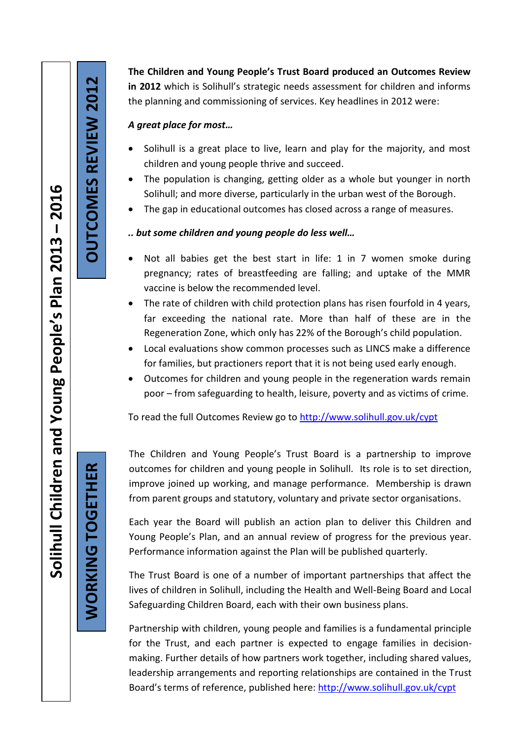## OUTCOMES REVIEW 2012

**The Children and Young People's Trust Board produced an Outcomes Review in 2012** which is Solihull's strategic needs assessment for children and informs the planning and commissioning of services. Key headlines in 2012 were:

***A great place for most…***

- Solihull is a great place to live, learn and play for the majority, and most children and young people thrive and succeed.
- The population is changing, getting older as a whole but younger in north Solihull; and more diverse, particularly in the urban west of the Borough.
- The gap in educational outcomes has closed across a range of measures.

***.. but some children and young people do less well…***

- Not all babies get the best start in life: 1 in 7 women smoke during pregnancy; rates of breastfeeding are falling; and uptake of the MMR vaccine is below the recommended level.
- The rate of children with child protection plans has risen fourfold in 4 years, far exceeding the national rate. More than half of these are in the Regeneration Zone, which only has 22% of the Borough's child population.
- Local evaluations show common processes such as LINCS make a difference for families, but practioners report that it is not being used early enough.
- Outcomes for children and young people in the regeneration wards remain poor – from safeguarding to health, leisure, poverty and as victims of crime.

To read the full Outcomes Review go to http://www.solihull.gov.uk/cypt

## WORKING TOGETHER

The Children and Young People's Trust Board is a partnership to improve outcomes for children and young people in Solihull. Its role is to set direction, improve joined up working, and manage performance. Membership is drawn from parent groups and statutory, voluntary and private sector organisations.

Each year the Board will publish an action plan to deliver this Children and Young People's Plan, and an annual review of progress for the previous year. Performance information against the Plan will be published quarterly.

The Trust Board is one of a number of important partnerships that affect the lives of children in Solihull, including the Health and Well-Being Board and Local Safeguarding Children Board, each with their own business plans.

Partnership with children, young people and families is a fundamental principle for the Trust, and each partner is expected to engage families in decision-making. Further details of how partners work together, including shared values, leadership arrangements and reporting relationships are contained in the Trust Board's terms of reference, published here: http://www.solihull.gov.uk/cypt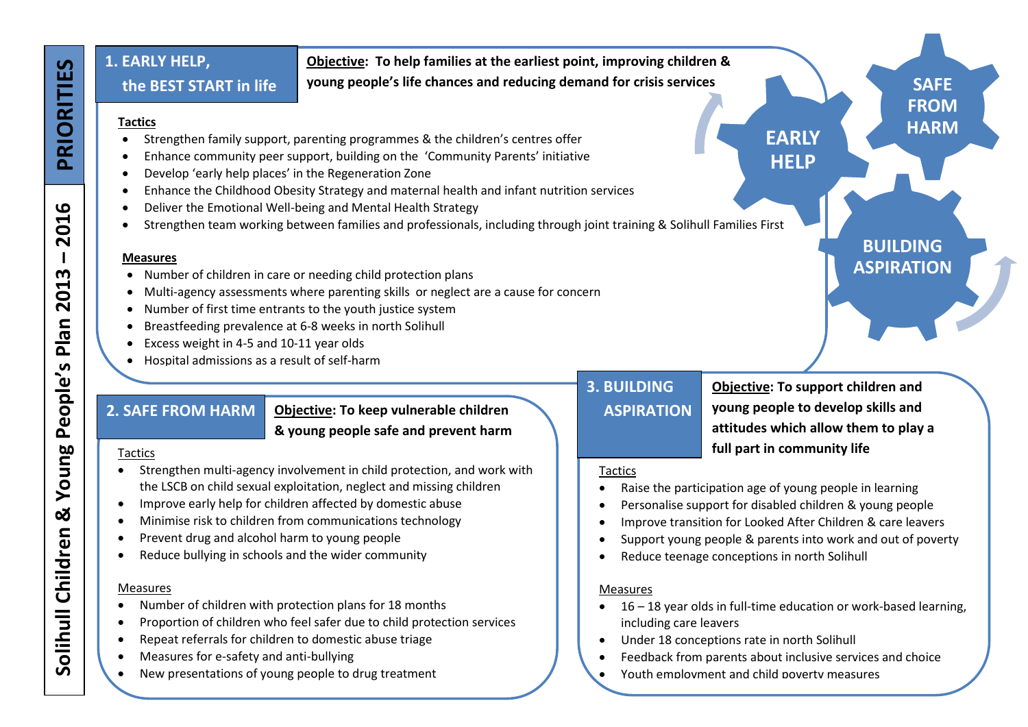# Solihull Children & Young People's Plan 2013 – 2016

## PRIORITIES

EARLY HELP

SAFE FROM HARM

BUILDING ASPIRATION

## 1. EARLY HELP, the BEST START in life

**Objective: To help families at the earliest point, improving children & young people's life chances and reducing demand for crisis services**

**Tactics**

- Strengthen family support, parenting programmes & the children's centres offer
- Enhance community peer support, building on the 'Community Parents' initiative
- Develop 'early help places' in the Regeneration Zone
- Enhance the Childhood Obesity Strategy and maternal health and infant nutrition services
- Deliver the Emotional Well-being and Mental Health Strategy
- Strengthen team working between families and professionals, including through joint training & Solihull Families First

**Measures**

- Number of children in care or needing child protection plans
- Multi-agency assessments where parenting skills or neglect are a cause for concern
- Number of first time entrants to the youth justice system
- Breastfeeding prevalence at 6-8 weeks in north Solihull
- Excess weight in 4-5 and 10-11 year olds
- Hospital admissions as a result of self-harm

## 2. SAFE FROM HARM

**Objective: To keep vulnerable children & young people safe and prevent harm**

Tactics

- Strengthen multi-agency involvement in child protection, and work with the LSCB on child sexual exploitation, neglect and missing children
- Improve early help for children affected by domestic abuse
- Minimise risk to children from communications technology
- Prevent drug and alcohol harm to young people
- Reduce bullying in schools and the wider community

Measures

- Number of children with protection plans for 18 months
- Proportion of children who feel safer due to child protection services
- Repeat referrals for children to domestic abuse triage
- Measures for e-safety and anti-bullying
- New presentations of young people to drug treatment

## 3. BUILDING ASPIRATION

**Objective: To support children and young people to develop skills and attitudes which allow them to play a full part in community life**

Tactics

- Raise the participation age of young people in learning
- Personalise support for disabled children & young people
- Improve transition for Looked After Children & care leavers
- Support young people & parents into work and out of poverty
- Reduce teenage conceptions in north Solihull

Measures

- 16 – 18 year olds in full-time education or work-based learning, including care leavers
- Under 18 conceptions rate in north Solihull
- Feedback from parents about inclusive services and choice
- Youth employment and child poverty measures